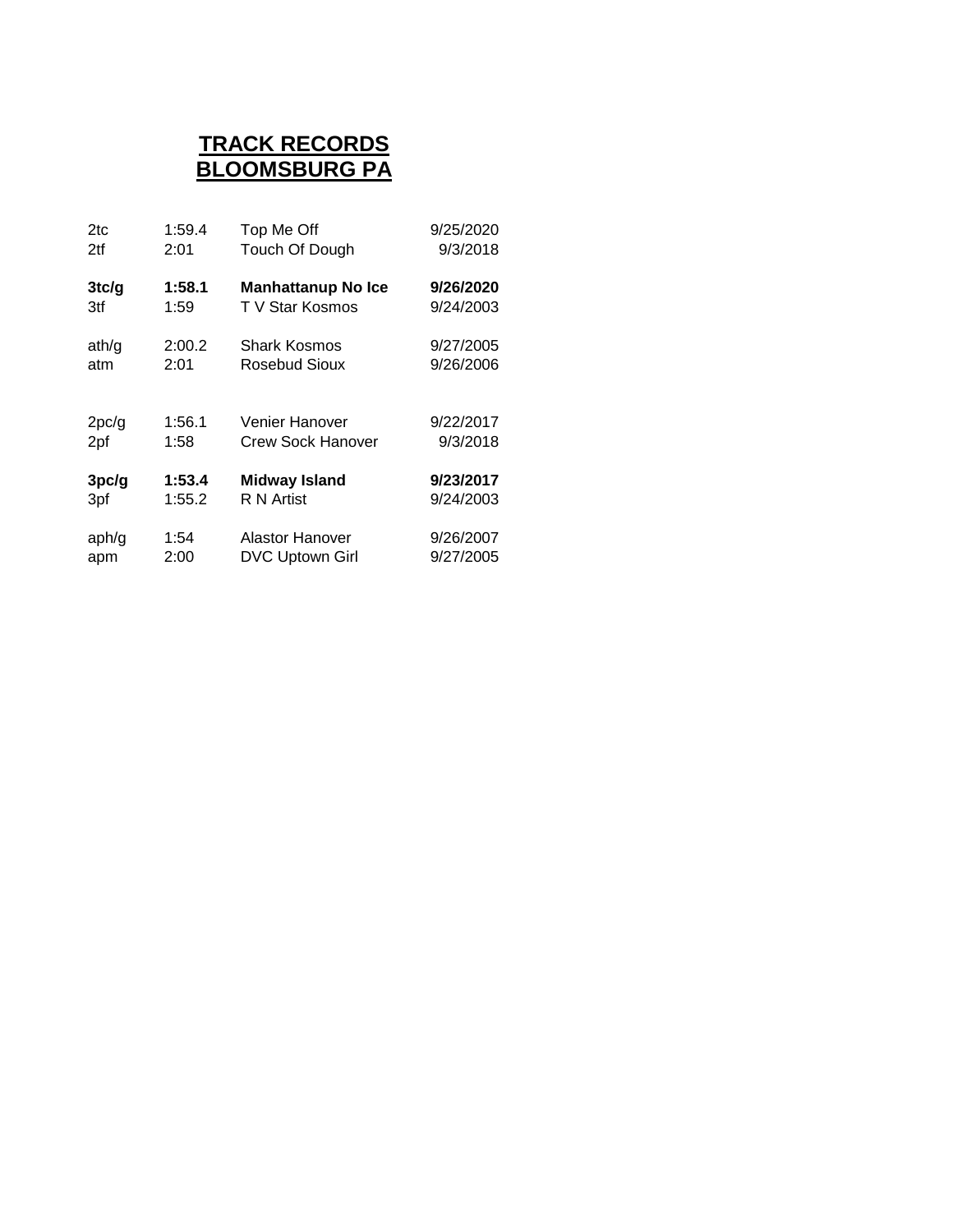# TRACK RECORDS
# BLOOMSBURG PA

| | | | |
|---|---|---|---|
| 2tc | 1:59.4 | Top Me Off | 9/25/2020 |
| 2tf | 2:01 | Touch Of Dough | 9/3/2018 |
| | | | |
| **3tc/g** | **1:58.1** | **Manhattanup No Ice** | **9/26/2020** |
| 3tf | 1:59 | T V Star Kosmos | 9/24/2003 |
| | | | |
| ath/g | 2:00.2 | Shark Kosmos | 9/27/2005 |
| atm | 2:01 | Rosebud Sioux | 9/26/2006 |
| | | | |
| 2pc/g | 1:56.1 | Venier Hanover | 9/22/2017 |
| 2pf | 1:58 | Crew Sock Hanover | 9/3/2018 |
| | | | |
| **3pc/g** | **1:53.4** | **Midway Island** | **9/23/2017** |
| 3pf | 1:55.2 | R N Artist | 9/24/2003 |
| | | | |
| aph/g | 1:54 | Alastor Hanover | 9/26/2007 |
| apm | 2:00 | DVC Uptown Girl | 9/27/2005 |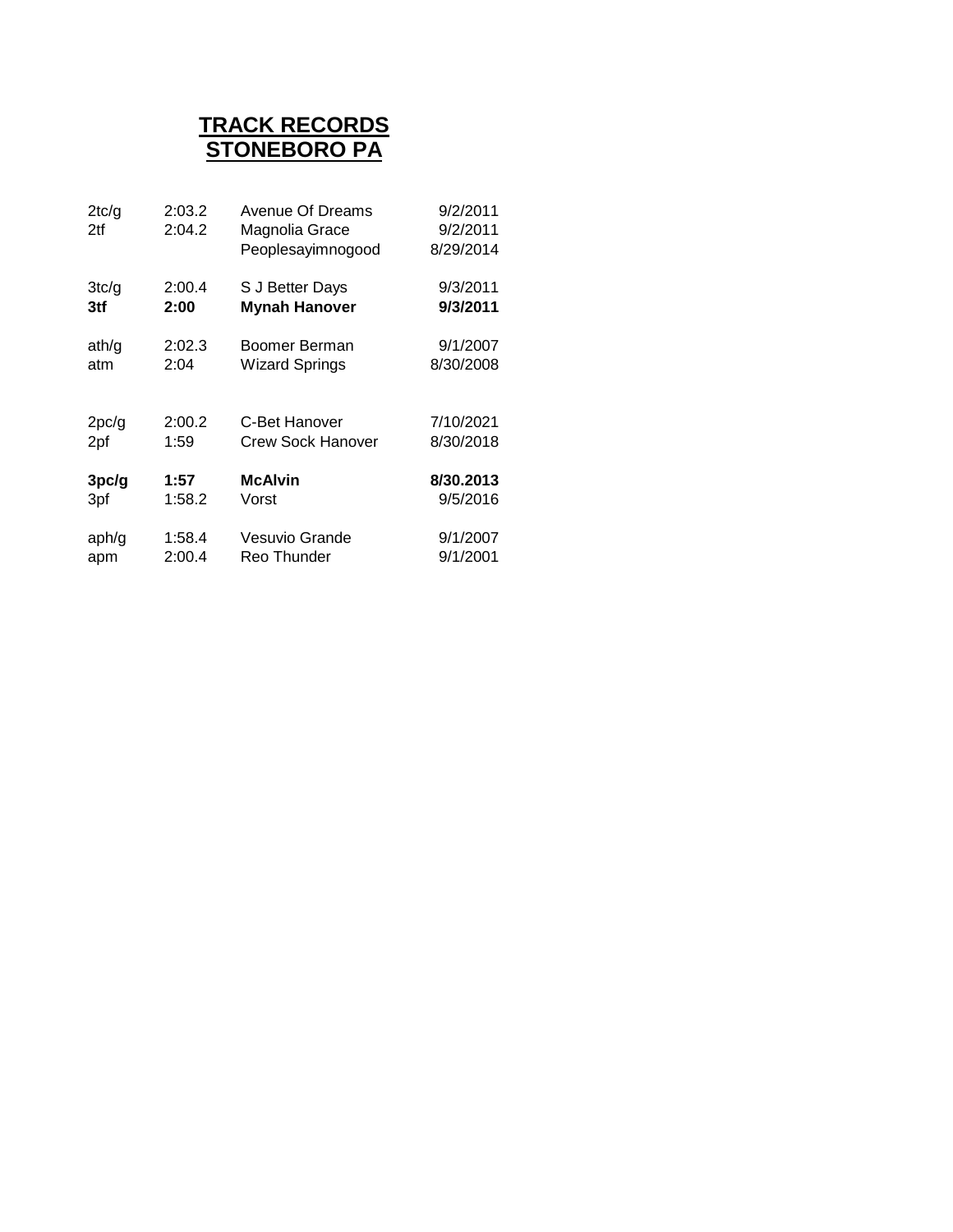# TRACK RECORDS
# STONEBORO PA

| | | | |
|---|---|---|---|
| 2tc/g | 2:03.2 | Avenue Of Dreams | 9/2/2011 |
| 2tf | 2:04.2 | Magnolia Grace | 9/2/2011 |
| | | Peoplesayimnogood | 8/29/2014 |
| | | | |
| 3tc/g | 2:00.4 | S J Better Days | 9/3/2011 |
| **3tf** | **2:00** | **Mynah Hanover** | **9/3/2011** |
| | | | |
| ath/g | 2:02.3 | Boomer Berman | 9/1/2007 |
| atm | 2:04 | Wizard Springs | 8/30/2008 |
| | | | |
| 2pc/g | 2:00.2 | C-Bet Hanover | 7/10/2021 |
| 2pf | 1:59 | Crew Sock Hanover | 8/30/2018 |
| | | | |
| **3pc/g** | **1:57** | **McAlvin** | **8/30.2013** |
| 3pf | 1:58.2 | Vorst | 9/5/2016 |
| | | | |
| aph/g | 1:58.4 | Vesuvio Grande | 9/1/2007 |
| apm | 2:00.4 | Reo Thunder | 9/1/2001 |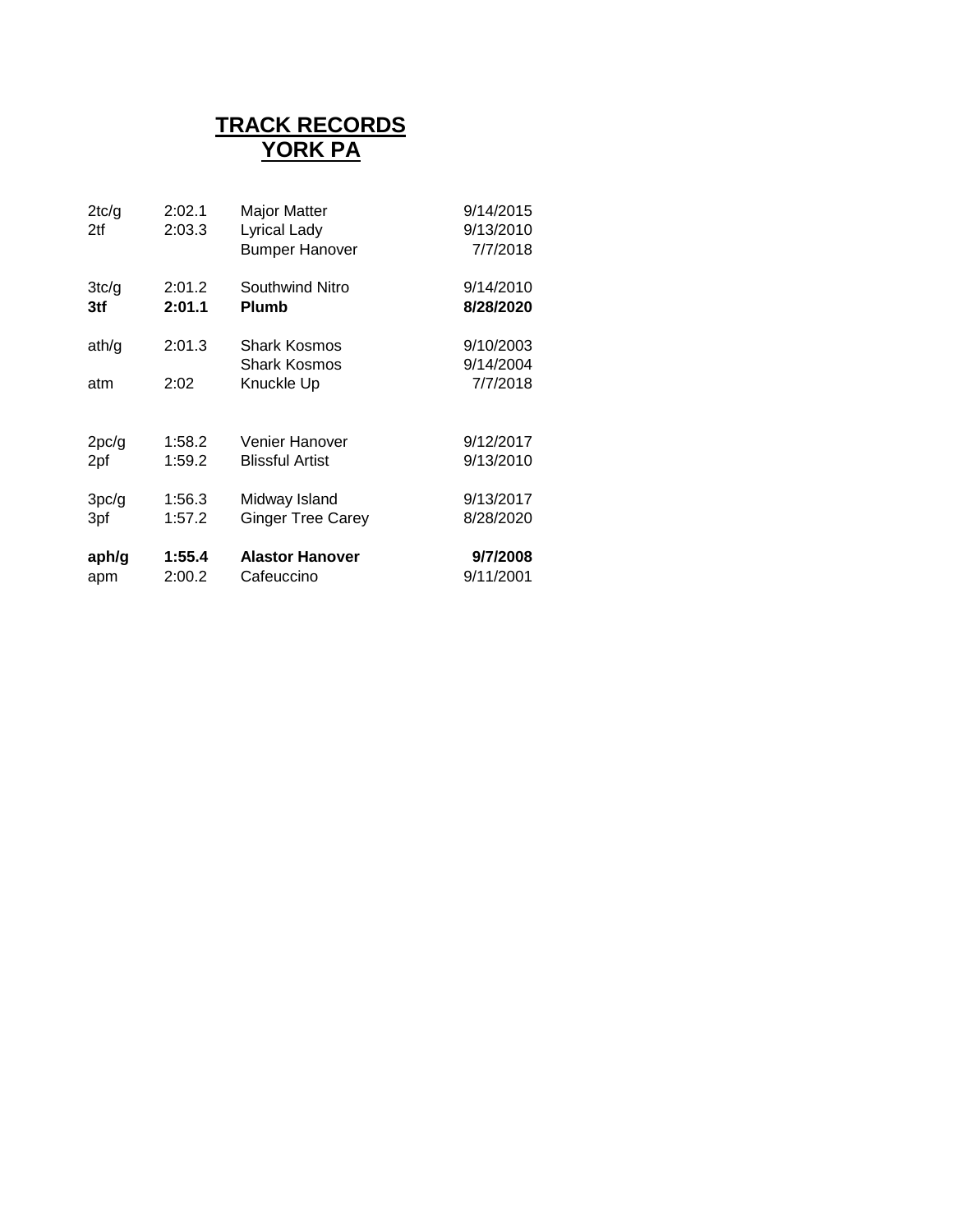# TRACK RECORDS
## YORK PA

| | | | |
|---|---|---|---|
| 2tc/g | 2:02.1 | Major Matter | 9/14/2015 |
| 2tf | 2:03.3 | Lyrical Lady | 9/13/2010 |
| | | Bumper Hanover | 7/7/2018 |
| | | | |
| 3tc/g | 2:01.2 | Southwind Nitro | 9/14/2010 |
| **3tf** | **2:01.1** | **Plumb** | **8/28/2020** |
| | | | |
| ath/g | 2:01.3 | Shark Kosmos | 9/10/2003 |
| | | Shark Kosmos | 9/14/2004 |
| atm | 2:02 | Knuckle Up | 7/7/2018 |
| | | | |
| 2pc/g | 1:58.2 | Venier Hanover | 9/12/2017 |
| 2pf | 1:59.2 | Blissful Artist | 9/13/2010 |
| | | | |
| 3pc/g | 1:56.3 | Midway Island | 9/13/2017 |
| 3pf | 1:57.2 | Ginger Tree Carey | 8/28/2020 |
| | | | |
| **aph/g** | **1:55.4** | **Alastor Hanover** | **9/7/2008** |
| apm | 2:00.2 | Cafeuccino | 9/11/2001 |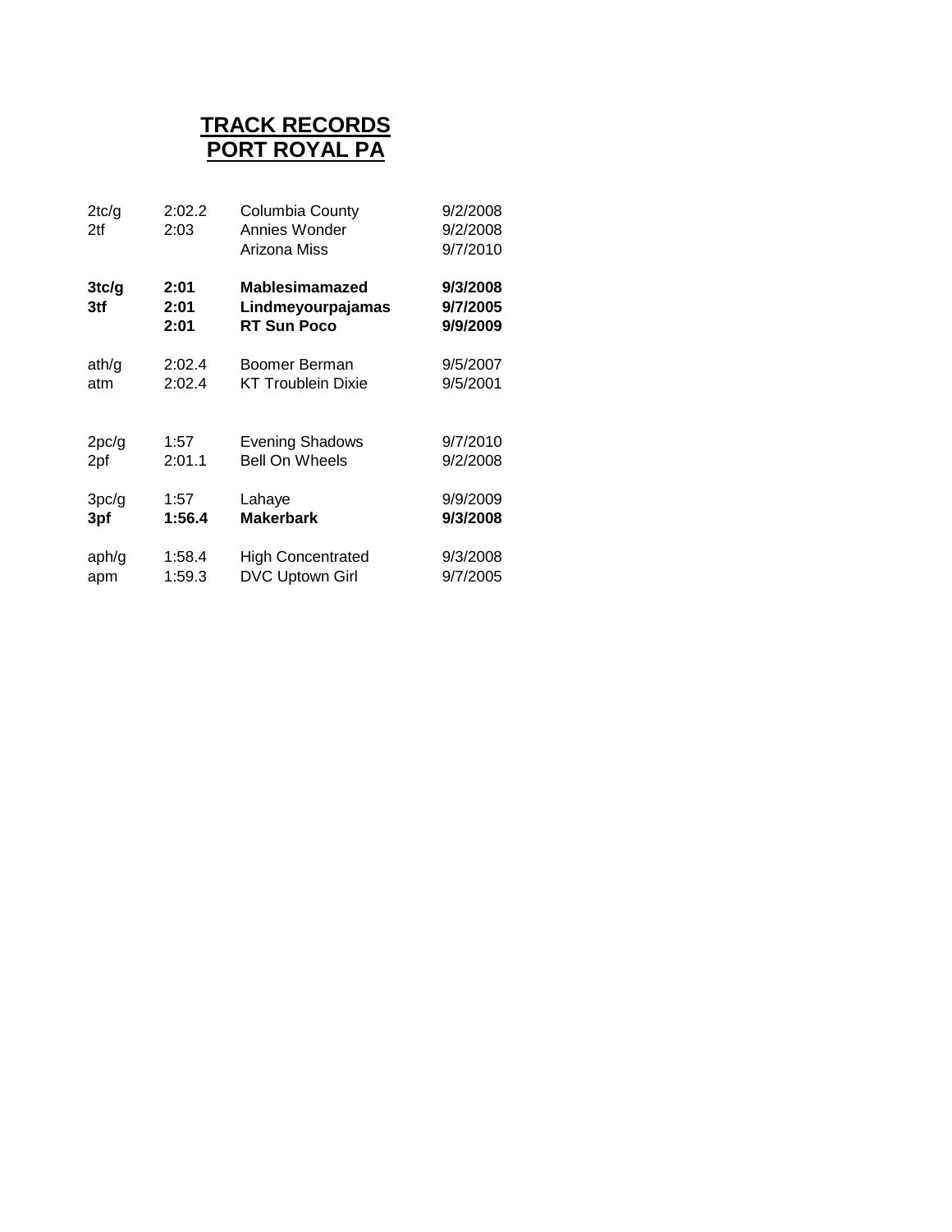# TRACK RECORDS
# PORT ROYAL PA

| | | | |
|---|---|---|---|
| 2tc/g | 2:02.2 | Columbia County | 9/2/2008 |
| 2tf | 2:03 | Annies Wonder | 9/2/2008 |
| | | Arizona Miss | 9/7/2010 |
| **3tc/g** | **2:01** | **Mablesimamazed** | **9/3/2008** |
| **3tf** | **2:01** | **Lindmeyourpajamas** | **9/7/2005** |
| | **2:01** | **RT Sun Poco** | **9/9/2009** |
| ath/g | 2:02.4 | Boomer Berman | 9/5/2007 |
| atm | 2:02.4 | KT Troublein Dixie | 9/5/2001 |
| 2pc/g | 1:57 | Evening Shadows | 9/7/2010 |
| 2pf | 2:01.1 | Bell On Wheels | 9/2/2008 |
| 3pc/g | 1:57 | Lahaye | 9/9/2009 |
| **3pf** | **1:56.4** | **Makerbark** | **9/3/2008** |
| aph/g | 1:58.4 | High Concentrated | 9/3/2008 |
| apm | 1:59.3 | DVC Uptown Girl | 9/7/2005 |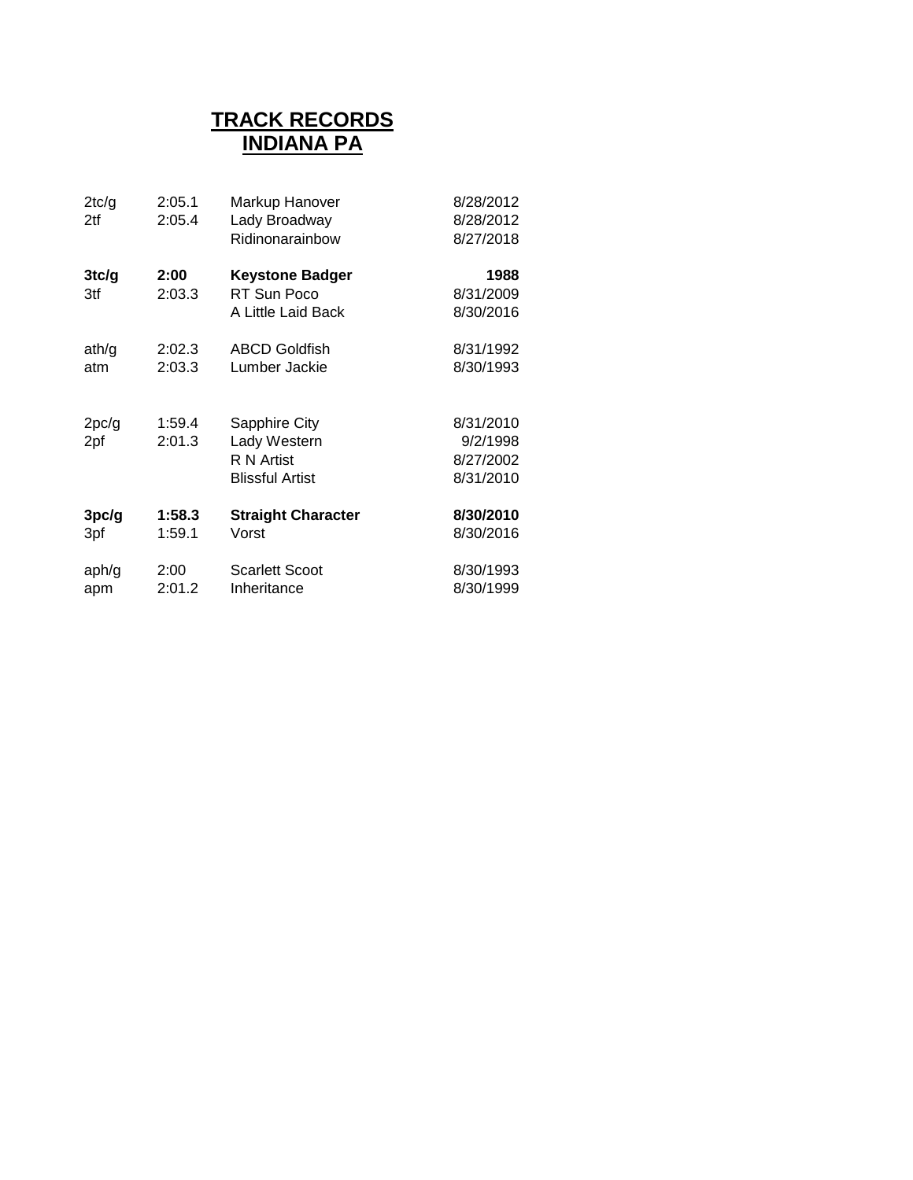# TRACK RECORDS
## INDIANA PA

| | | | |
|---|---|---|---|
| 2tc/g | 2:05.1 | Markup Hanover | 8/28/2012 |
| 2tf | 2:05.4 | Lady Broadway | 8/28/2012 |
| | | Ridinonarainbow | 8/27/2018 |
| **3tc/g** | **2:00** | **Keystone Badger** | **1988** |
| 3tf | 2:03.3 | RT Sun Poco | 8/31/2009 |
| | | A Little Laid Back | 8/30/2016 |
| ath/g | 2:02.3 | ABCD Goldfish | 8/31/1992 |
| atm | 2:03.3 | Lumber Jackie | 8/30/1993 |
| 2pc/g | 1:59.4 | Sapphire City | 8/31/2010 |
| 2pf | 2:01.3 | Lady Western | 9/2/1998 |
| | | R N Artist | 8/27/2002 |
| | | Blissful Artist | 8/31/2010 |
| **3pc/g** | **1:58.3** | **Straight Character** | **8/30/2010** |
| 3pf | 1:59.1 | Vorst | 8/30/2016 |
| aph/g | 2:00 | Scarlett Scoot | 8/30/1993 |
| apm | 2:01.2 | Inheritance | 8/30/1999 |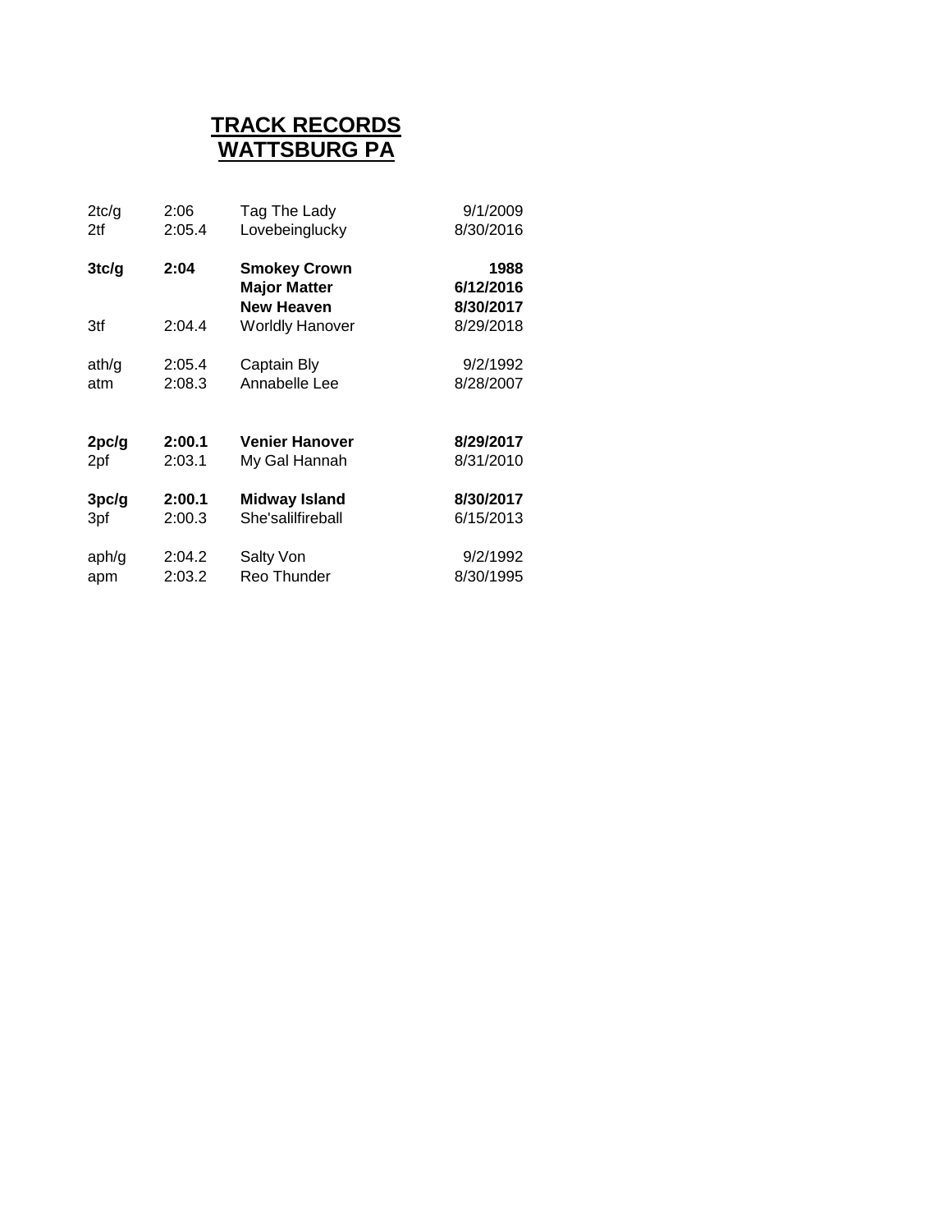# TRACK RECORDS
## WATTSBURG PA

| | | | |
|---|---|---|---|
| 2tc/g | 2:06 | Tag The Lady | 9/1/2009 |
| 2tf | 2:05.4 | Lovebeinglucky | 8/30/2016 |
| **3tc/g** | **2:04** | **Smokey Crown** | **1988** |
| | | **Major Matter** | **6/12/2016** |
| | | **New Heaven** | **8/30/2017** |
| 3tf | 2:04.4 | Worldly Hanover | 8/29/2018 |
| ath/g | 2:05.4 | Captain Bly | 9/2/1992 |
| atm | 2:08.3 | Annabelle Lee | 8/28/2007 |
| **2pc/g** | **2:00.1** | **Venier Hanover** | **8/29/2017** |
| 2pf | 2:03.1 | My Gal Hannah | 8/31/2010 |
| **3pc/g** | **2:00.1** | **Midway Island** | **8/30/2017** |
| 3pf | 2:00.3 | She'salilfireball | 6/15/2013 |
| aph/g | 2:04.2 | Salty Von | 9/2/1992 |
| apm | 2:03.2 | Reo Thunder | 8/30/1995 |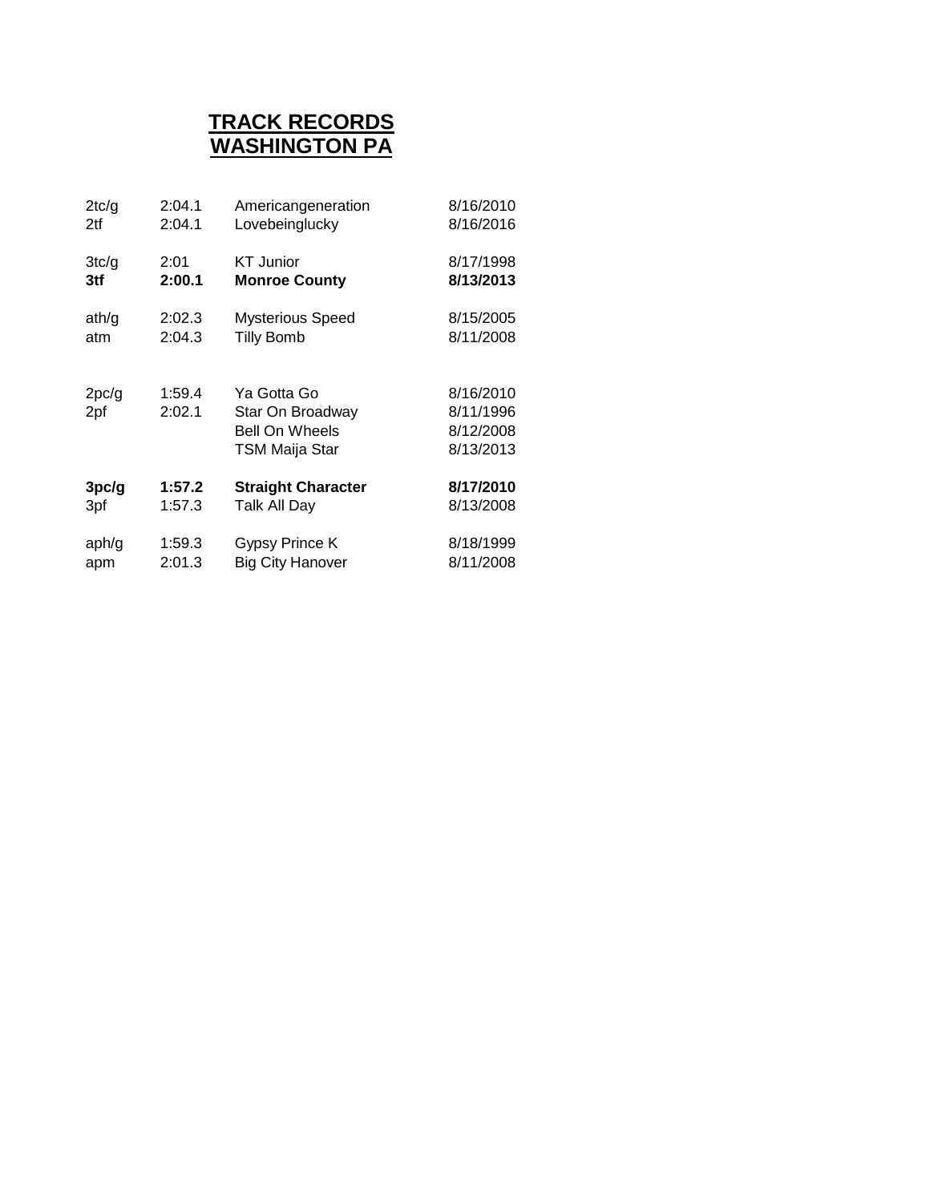# TRACK RECORDS
## WASHINGTON PA

| | | | |
|---|---|---|---|
| 2tc/g | 2:04.1 | Americangeneration | 8/16/2010 |
| 2tf | 2:04.1 | Lovebeinglucky | 8/16/2016 |
| | | | |
| 3tc/g | 2:01 | KT Junior | 8/17/1998 |
| **3tf** | **2:00.1** | **Monroe County** | **8/13/2013** |
| | | | |
| ath/g | 2:02.3 | Mysterious Speed | 8/15/2005 |
| atm | 2:04.3 | Tilly Bomb | 8/11/2008 |
| | | | |
| 2pc/g | 1:59.4 | Ya Gotta Go | 8/16/2010 |
| 2pf | 2:02.1 | Star On Broadway | 8/11/1996 |
| | | Bell On Wheels | 8/12/2008 |
| | | TSM Maija Star | 8/13/2013 |
| | | | |
| **3pc/g** | **1:57.2** | **Straight Character** | **8/17/2010** |
| 3pf | 1:57.3 | Talk All Day | 8/13/2008 |
| | | | |
| aph/g | 1:59.3 | Gypsy Prince K | 8/18/1999 |
| apm | 2:01.3 | Big City Hanover | 8/11/2008 |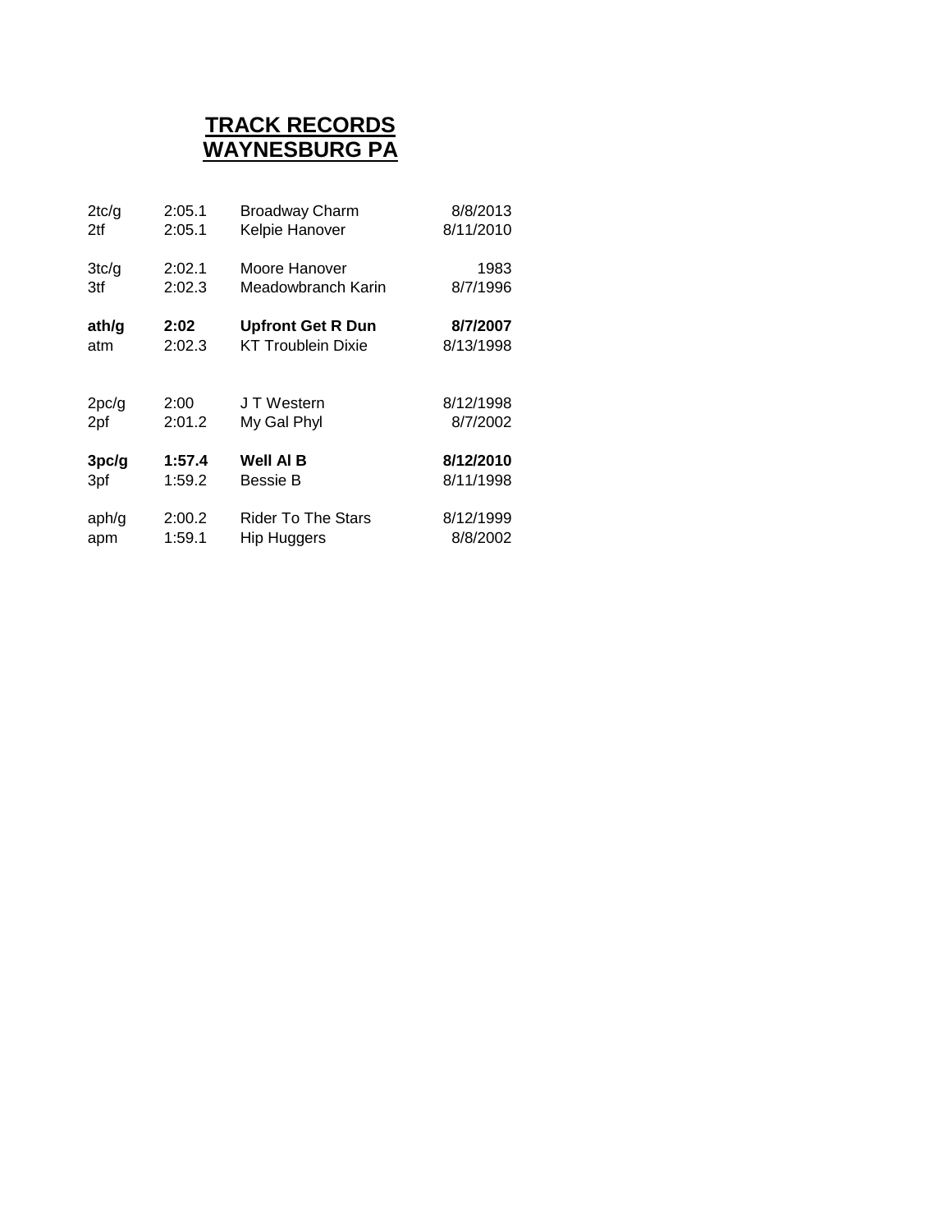# TRACK RECORDS
# WAYNESBURG PA

| | | | |
|---|---|---|---|
| 2tc/g | 2:05.1 | Broadway Charm | 8/8/2013 |
| 2tf | 2:05.1 | Kelpie Hanover | 8/11/2010 |
| | | | |
| 3tc/g | 2:02.1 | Moore Hanover | 1983 |
| 3tf | 2:02.3 | Meadowbranch Karin | 8/7/1996 |
| | | | |
| **ath/g** | **2:02** | **Upfront Get R Dun** | **8/7/2007** |
| atm | 2:02.3 | KT Troublein Dixie | 8/13/1998 |
| | | | |
| 2pc/g | 2:00 | J T Western | 8/12/1998 |
| 2pf | 2:01.2 | My Gal Phyl | 8/7/2002 |
| | | | |
| **3pc/g** | **1:57.4** | **Well Al B** | **8/12/2010** |
| 3pf | 1:59.2 | Bessie B | 8/11/1998 |
| | | | |
| aph/g | 2:00.2 | Rider To The Stars | 8/12/1999 |
| apm | 1:59.1 | Hip Huggers | 8/8/2002 |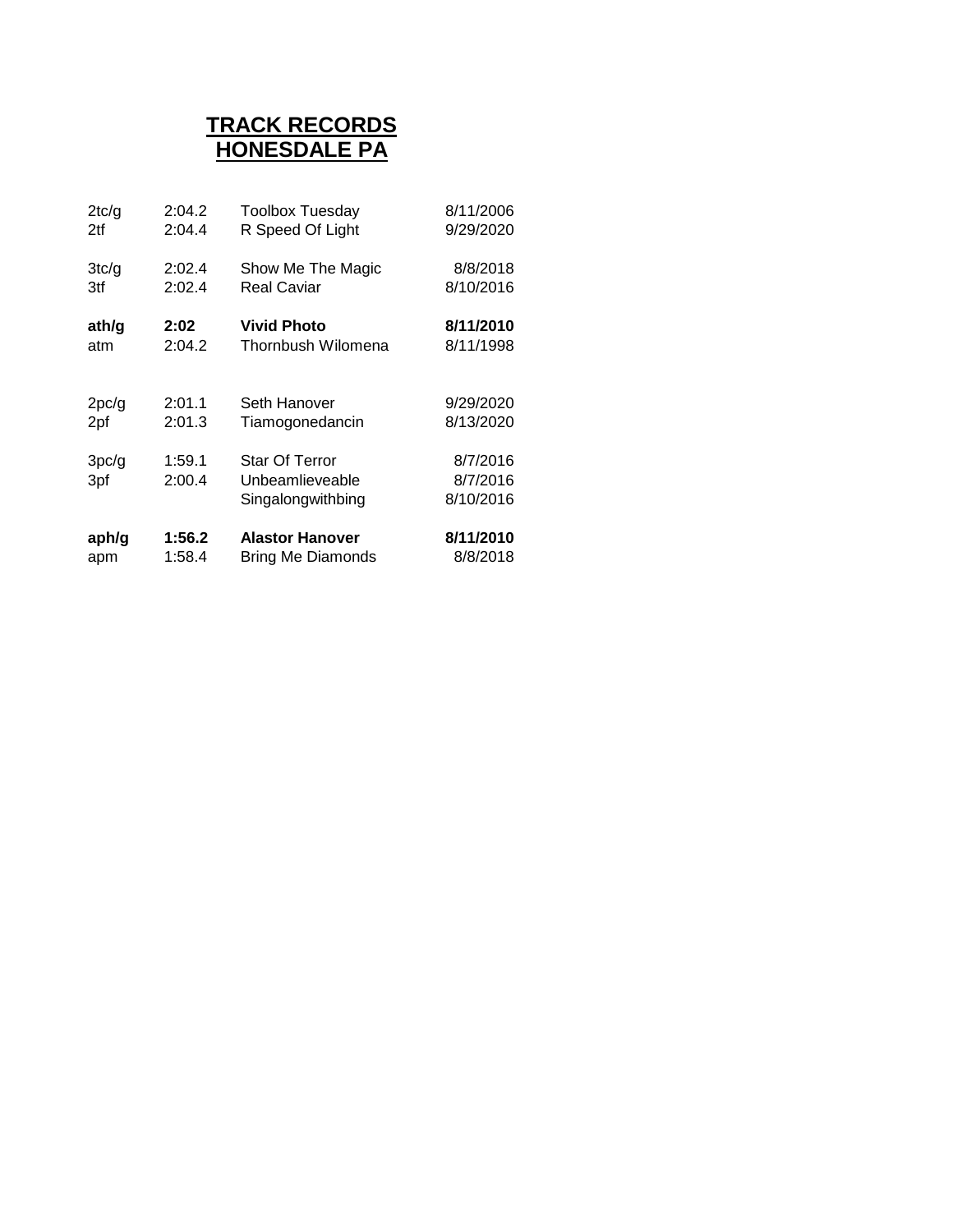# TRACK RECORDS
# HONESDALE PA

| | | | |
|---|---|---|---|
| 2tc/g | 2:04.2 | Toolbox Tuesday | 8/11/2006 |
| 2tf | 2:04.4 | R Speed Of Light | 9/29/2020 |
| | | | |
| 3tc/g | 2:02.4 | Show Me The Magic | 8/8/2018 |
| 3tf | 2:02.4 | Real Caviar | 8/10/2016 |
| | | | |
| **ath/g** | **2:02** | **Vivid Photo** | **8/11/2010** |
| atm | 2:04.2 | Thornbush Wilomena | 8/11/1998 |
| | | | |
| 2pc/g | 2:01.1 | Seth Hanover | 9/29/2020 |
| 2pf | 2:01.3 | Tiamogonedancin | 8/13/2020 |
| | | | |
| 3pc/g | 1:59.1 | Star Of Terror | 8/7/2016 |
| 3pf | 2:00.4 | Unbeamlieveable | 8/7/2016 |
| | | Singalongwithbing | 8/10/2016 |
| | | | |
| **aph/g** | **1:56.2** | **Alastor Hanover** | **8/11/2010** |
| apm | 1:58.4 | Bring Me Diamonds | 8/8/2018 |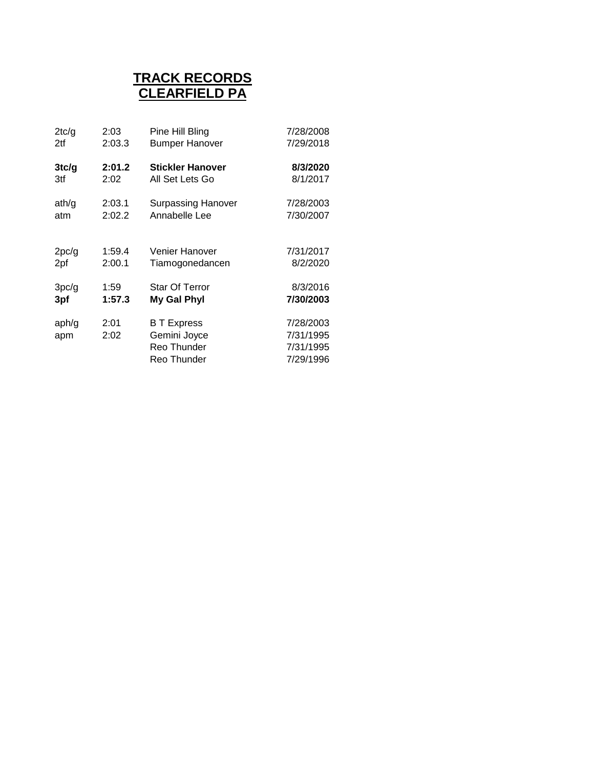# TRACK RECORDS
# CLEARFIELD PA

| | | | |
|---|---|---|---|
| 2tc/g | 2:03 | Pine Hill Bling | 7/28/2008 |
| 2tf | 2:03.3 | Bumper Hanover | 7/29/2018 |
| **3tc/g** | **2:01.2** | **Stickler Hanover** | **8/3/2020** |
| 3tf | 2:02 | All Set Lets Go | 8/1/2017 |
| ath/g | 2:03.1 | Surpassing Hanover | 7/28/2003 |
| atm | 2:02.2 | Annabelle Lee | 7/30/2007 |
| 2pc/g | 1:59.4 | Venier Hanover | 7/31/2017 |
| 2pf | 2:00.1 | Tiamogonedancen | 8/2/2020 |
| 3pc/g | 1:59 | Star Of Terror | 8/3/2016 |
| **3pf** | **1:57.3** | **My Gal Phyl** | **7/30/2003** |
| aph/g | 2:01 | B T Express | 7/28/2003 |
| apm | 2:02 | Gemini Joyce | 7/31/1995 |
| | | Reo Thunder | 7/31/1995 |
| | | Reo Thunder | 7/29/1996 |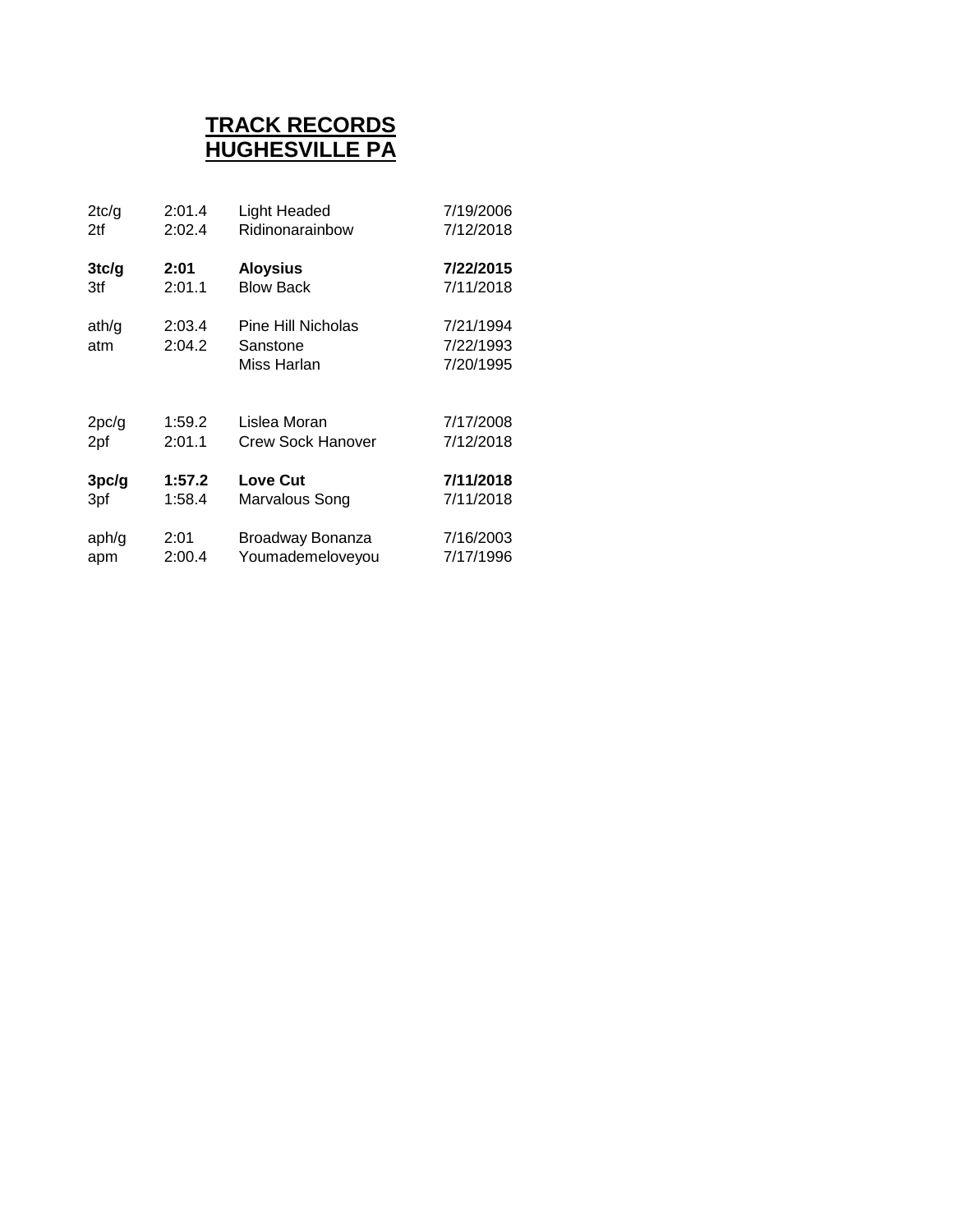# TRACK RECORDS
# HUGHESVILLE PA

| | | | |
|---|---|---|---|
| 2tc/g | 2:01.4 | Light Headed | 7/19/2006 |
| 2tf | 2:02.4 | Ridinonarainbow | 7/12/2018 |
| **3tc/g** | **2:01** | **Aloysius** | **7/22/2015** |
| 3tf | 2:01.1 | Blow Back | 7/11/2018 |
| ath/g | 2:03.4 | Pine Hill Nicholas | 7/21/1994 |
| atm | 2:04.2 | Sanstone | 7/22/1993 |
| | | Miss Harlan | 7/20/1995 |
| 2pc/g | 1:59.2 | Lislea Moran | 7/17/2008 |
| 2pf | 2:01.1 | Crew Sock Hanover | 7/12/2018 |
| **3pc/g** | **1:57.2** | **Love Cut** | **7/11/2018** |
| 3pf | 1:58.4 | Marvalous Song | 7/11/2018 |
| aph/g | 2:01 | Broadway Bonanza | 7/16/2003 |
| apm | 2:00.4 | Youmademeloveyou | 7/17/1996 |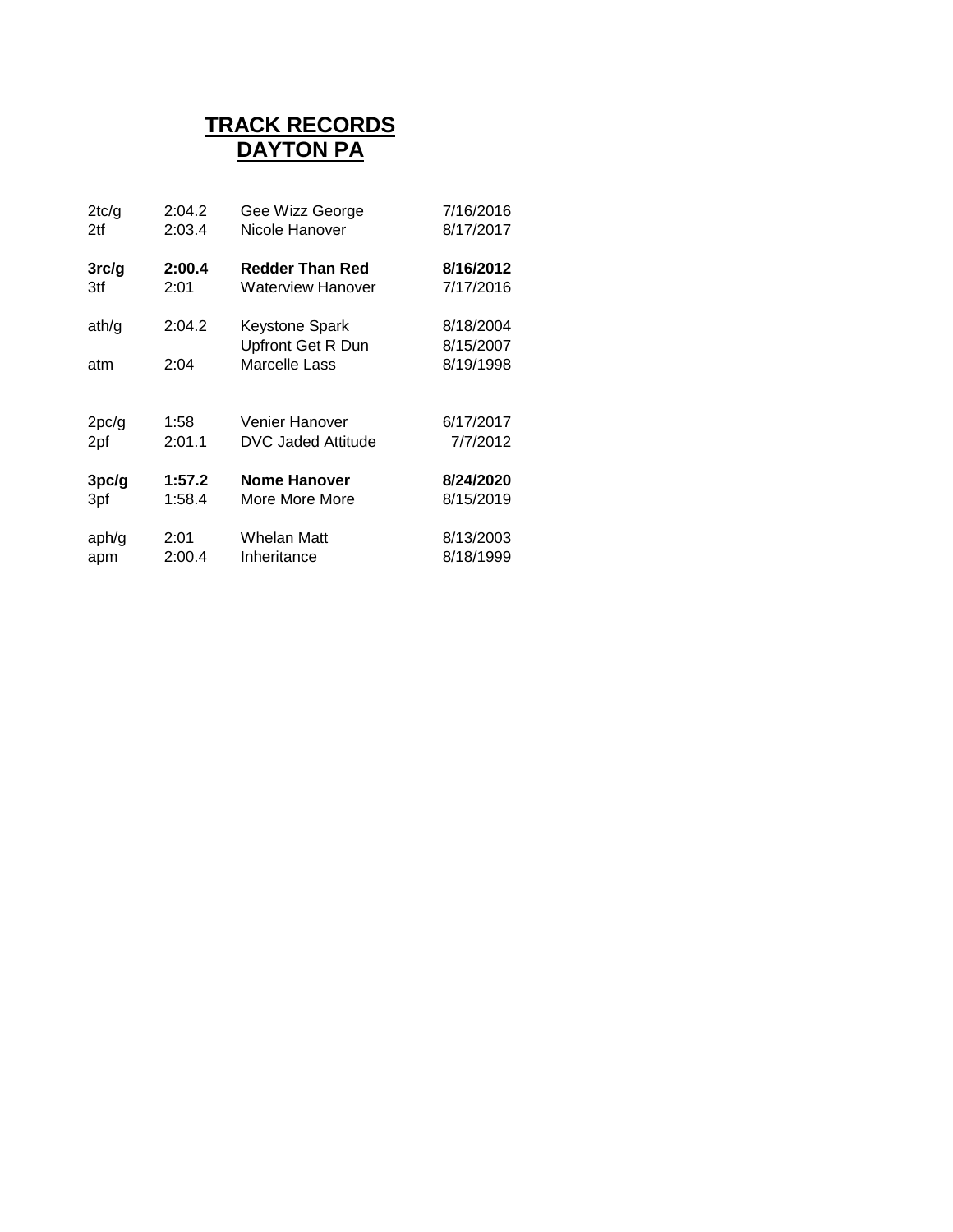# TRACK RECORDS
# DAYTON PA

| | | | |
|---|---|---|---|
| 2tc/g | 2:04.2 | Gee Wizz George | 7/16/2016 |
| 2tf | 2:03.4 | Nicole Hanover | 8/17/2017 |
| | | | |
| **3rc/g** | **2:00.4** | **Redder Than Red** | **8/16/2012** |
| 3tf | 2:01 | Waterview Hanover | 7/17/2016 |
| | | | |
| ath/g | 2:04.2 | Keystone Spark | 8/18/2004 |
| | | Upfront Get R Dun | 8/15/2007 |
| atm | 2:04 | Marcelle Lass | 8/19/1998 |
| | | | |
| 2pc/g | 1:58 | Venier Hanover | 6/17/2017 |
| 2pf | 2:01.1 | DVC Jaded Attitude | 7/7/2012 |
| | | | |
| **3pc/g** | **1:57.2** | **Nome Hanover** | **8/24/2020** |
| 3pf | 1:58.4 | More More More | 8/15/2019 |
| | | | |
| aph/g | 2:01 | Whelan Matt | 8/13/2003 |
| apm | 2:00.4 | Inheritance | 8/18/1999 |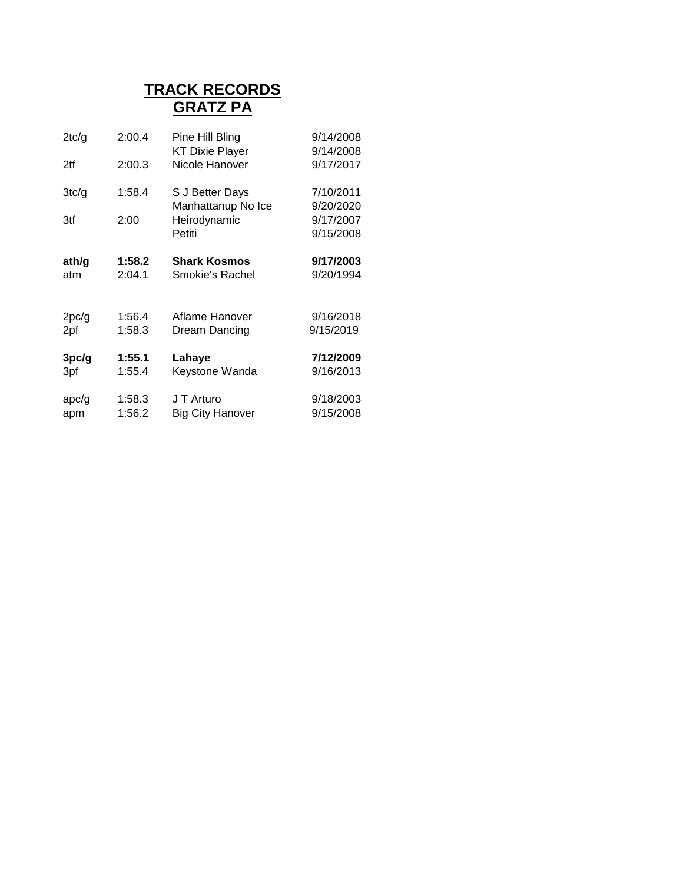# TRACK RECORDS
## GRATZ PA

| | | | |
|---|---|---|---|
| 2tc/g | 2:00.4 | Pine Hill Bling | 9/14/2008 |
| | | KT Dixie Player | 9/14/2008 |
| 2tf | 2:00.3 | Nicole Hanover | 9/17/2017 |
| 3tc/g | 1:58.4 | S J Better Days | 7/10/2011 |
| | | Manhattanup No Ice | 9/20/2020 |
| 3tf | 2:00 | Heirodynamic | 9/17/2007 |
| | | Petiti | 9/15/2008 |
| **ath/g** | **1:58.2** | **Shark Kosmos** | **9/17/2003** |
| atm | 2:04.1 | Smokie's Rachel | 9/20/1994 |
| 2pc/g | 1:56.4 | Aflame Hanover | 9/16/2018 |
| 2pf | 1:58.3 | Dream Dancing | 9/15/2019 |
| **3pc/g** | **1:55.1** | **Lahaye** | **7/12/2009** |
| 3pf | 1:55.4 | Keystone Wanda | 9/16/2013 |
| apc/g | 1:58.3 | J T Arturo | 9/18/2003 |
| apm | 1:56.2 | Big City Hanover | 9/15/2008 |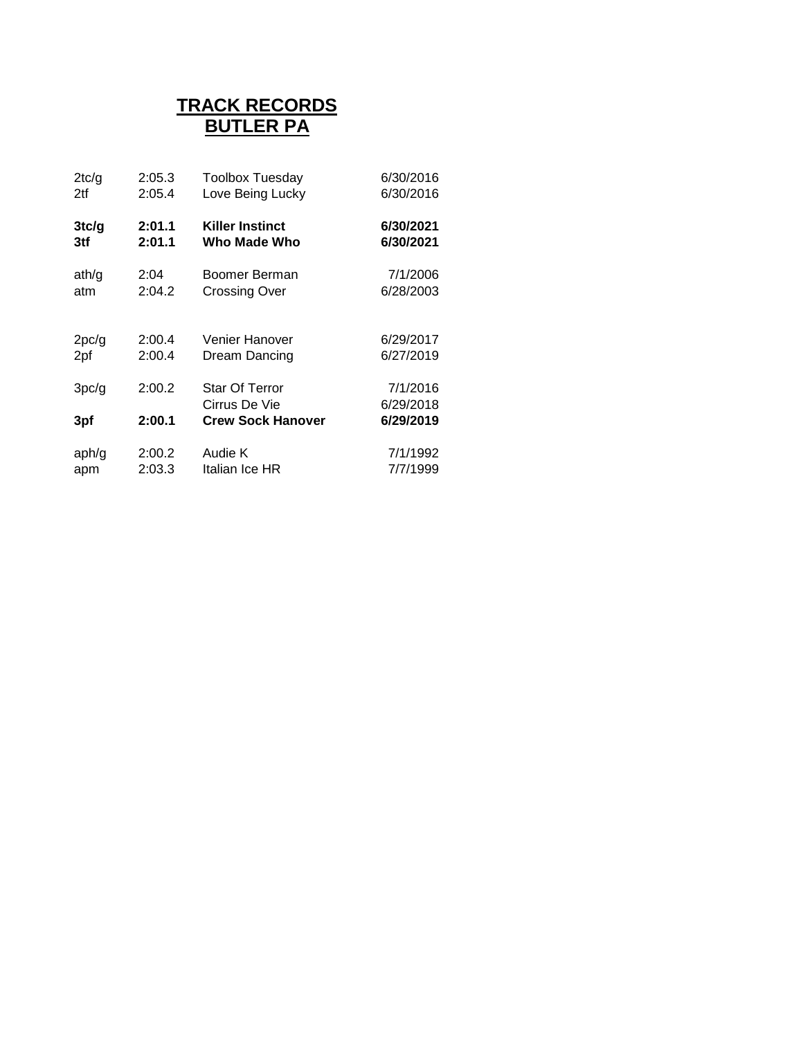# **TRACK RECORDS**
# **BUTLER PA**

| | | | |
|---|---|---|---|
| 2tc/g | 2:05.3 | Toolbox Tuesday | 6/30/2016 |
| 2tf | 2:05.4 | Love Being Lucky | 6/30/2016 |
| | | | |
| **3tc/g** | **2:01.1** | **Killer Instinct** | **6/30/2021** |
| **3tf** | **2:01.1** | **Who Made Who** | **6/30/2021** |
| | | | |
| ath/g | 2:04 | Boomer Berman | 7/1/2006 |
| atm | 2:04.2 | Crossing Over | 6/28/2003 |
| | | | |
| 2pc/g | 2:00.4 | Venier Hanover | 6/29/2017 |
| 2pf | 2:00.4 | Dream Dancing | 6/27/2019 |
| | | | |
| 3pc/g | 2:00.2 | Star Of Terror | 7/1/2016 |
| | | Cirrus De Vie | 6/29/2018 |
| **3pf** | **2:00.1** | **Crew Sock Hanover** | **6/29/2019** |
| | | | |
| aph/g | 2:00.2 | Audie K | 7/1/1992 |
| apm | 2:03.3 | Italian Ice HR | 7/7/1999 |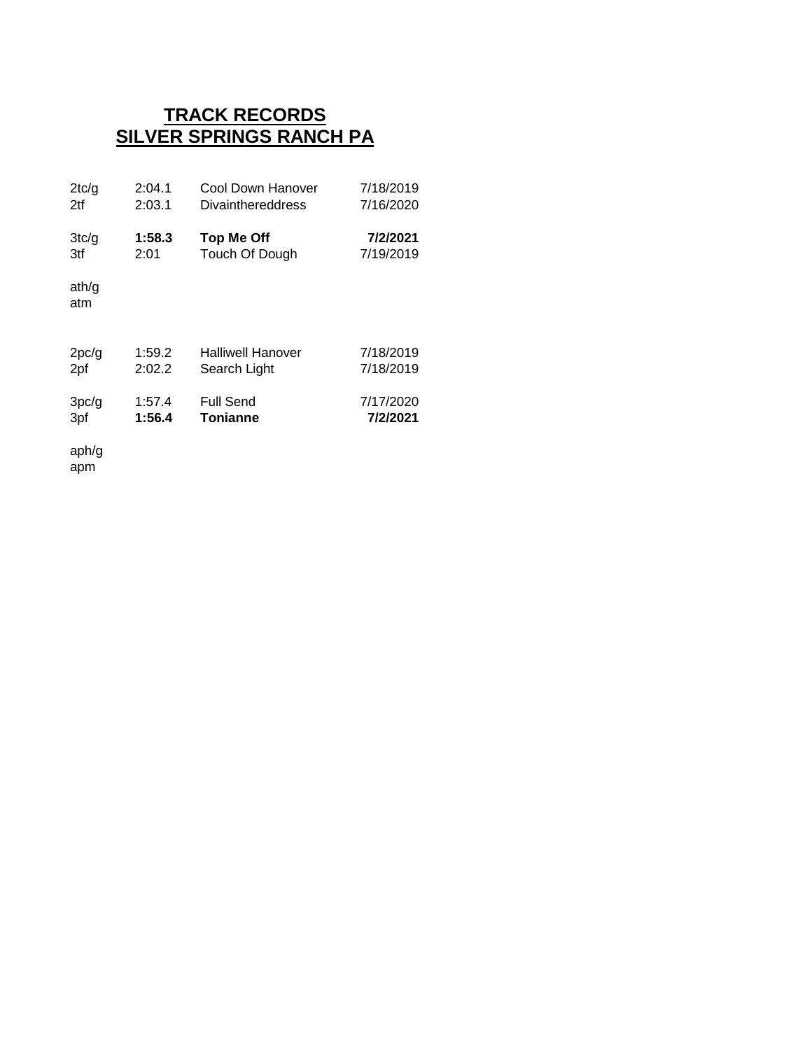# TRACK RECORDS
# SILVER SPRINGS RANCH PA

| | | | |
|---|---|---|---|
| 2tc/g | 2:04.1 | Cool Down Hanover | 7/18/2019 |
| 2tf | 2:03.1 | Divainthereddress | 7/16/2020 |
| | | | |
| 3tc/g | **1:58.3** | **Top Me Off** | **7/2/2021** |
| 3tf | 2:01 | Touch Of Dough | 7/19/2019 |
| | | | |
| ath/g | | | |
| atm | | | |
| | | | |
| 2pc/g | 1:59.2 | Halliwell Hanover | 7/18/2019 |
| 2pf | 2:02.2 | Search Light | 7/18/2019 |
| | | | |
| 3pc/g | 1:57.4 | Full Send | 7/17/2020 |
| 3pf | **1:56.4** | **Tonianne** | **7/2/2021** |
| | | | |
| aph/g | | | |
| apm | | | |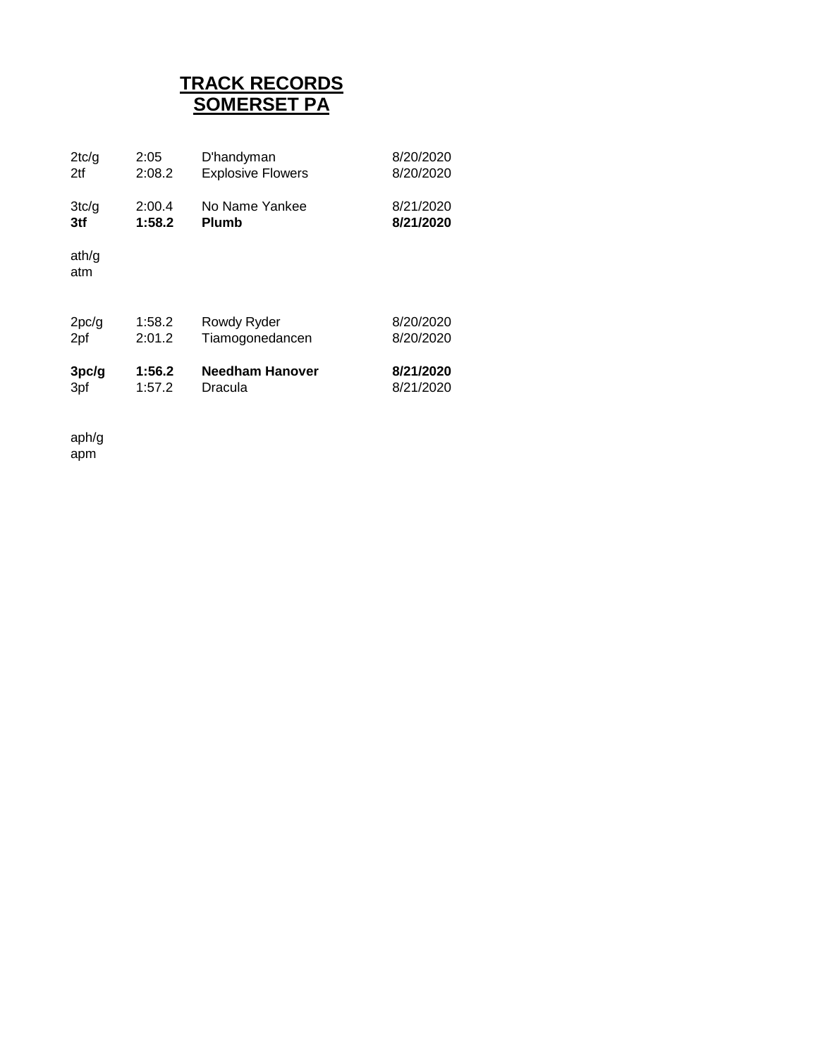# TRACK RECORDS
# SOMERSET PA

| | | | |
|---|---|---|---|
| 2tc/g | 2:05 | D'handyman | 8/20/2020 |
| 2tf | 2:08.2 | Explosive Flowers | 8/20/2020 |
| | | | |
| 3tc/g | 2:00.4 | No Name Yankee | 8/21/2020 |
| **3tf** | **1:58.2** | **Plumb** | **8/21/2020** |
| | | | |
| ath/g | | | |
| atm | | | |
| | | | |
| 2pc/g | 1:58.2 | Rowdy Ryder | 8/20/2020 |
| 2pf | 2:01.2 | Tiamogonedancen | 8/20/2020 |
| | | | |
| **3pc/g** | **1:56.2** | **Needham Hanover** | **8/21/2020** |
| 3pf | 1:57.2 | Dracula | 8/21/2020 |
| | | | |
| aph/g | | | |
| apm | | | |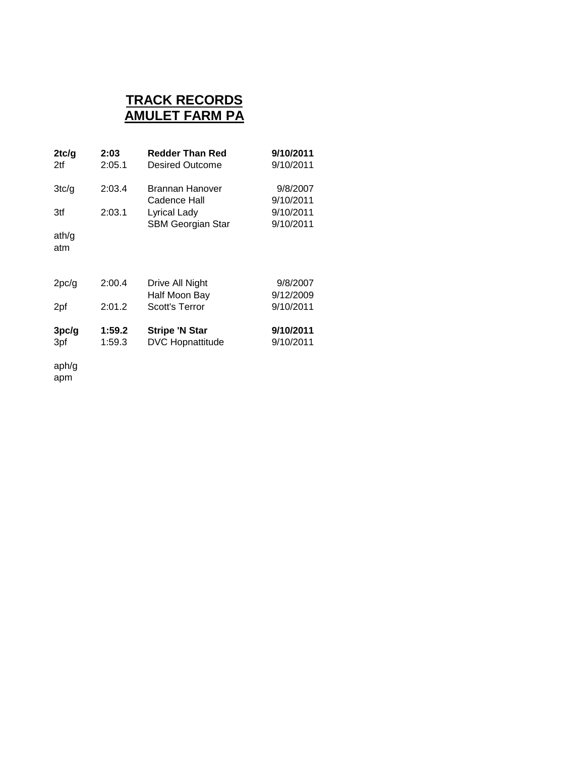# TRACK RECORDS
# AMULET FARM PA

| | | | |
|---|---|---|---|
| **2tc/g** | **2:03** | **Redder Than Red** | **9/10/2011** |
| 2tf | 2:05.1 | Desired Outcome | 9/10/2011 |
| | | | |
| 3tc/g | 2:03.4 | Brannan Hanover | 9/8/2007 |
| | | Cadence Hall | 9/10/2011 |
| 3tf | 2:03.1 | Lyrical Lady | 9/10/2011 |
| | | SBM Georgian Star | 9/10/2011 |
| ath/g | | | |
| atm | | | |
| | | | |
| 2pc/g | 2:00.4 | Drive All Night | 9/8/2007 |
| | | Half Moon Bay | 9/12/2009 |
| 2pf | 2:01.2 | Scott's Terror | 9/10/2011 |
| | | | |
| **3pc/g** | **1:59.2** | **Stripe 'N Star** | **9/10/2011** |
| 3pf | 1:59.3 | DVC Hopnattitude | 9/10/2011 |
| | | | |
| aph/g | | | |
| apm | | | |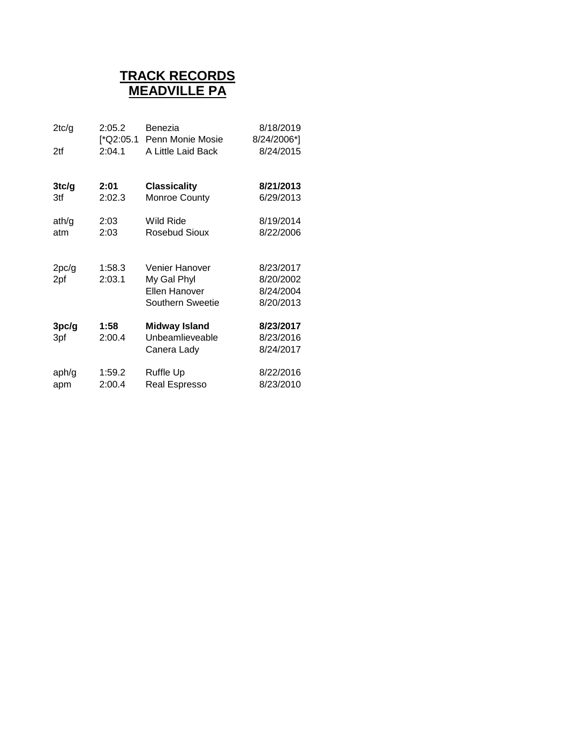# TRACK RECORDS
# MEADVILLE PA

| | | | |
|---|---|---|---|
| 2tc/g | 2:05.2 | Benezia | 8/18/2019 |
| | [*Q2:05.1 | Penn Monie Mosie | 8/24/2006*] |
| 2tf | 2:04.1 | A Little Laid Back | 8/24/2015 |
| | | | |
| **3tc/g** | **2:01** | **Classicality** | **8/21/2013** |
| 3tf | 2:02.3 | Monroe County | 6/29/2013 |
| | | | |
| ath/g | 2:03 | Wild Ride | 8/19/2014 |
| atm | 2:03 | Rosebud Sioux | 8/22/2006 |
| | | | |
| 2pc/g | 1:58.3 | Venier Hanover | 8/23/2017 |
| 2pf | 2:03.1 | My Gal Phyl | 8/20/2002 |
| | | Ellen Hanover | 8/24/2004 |
| | | Southern Sweetie | 8/20/2013 |
| | | | |
| **3pc/g** | **1:58** | **Midway Island** | **8/23/2017** |
| 3pf | 2:00.4 | Unbeamlieveable | 8/23/2016 |
| | | Canera Lady | 8/24/2017 |
| | | | |
| aph/g | 1:59.2 | Ruffle Up | 8/22/2016 |
| apm | 2:00.4 | Real Espresso | 8/23/2010 |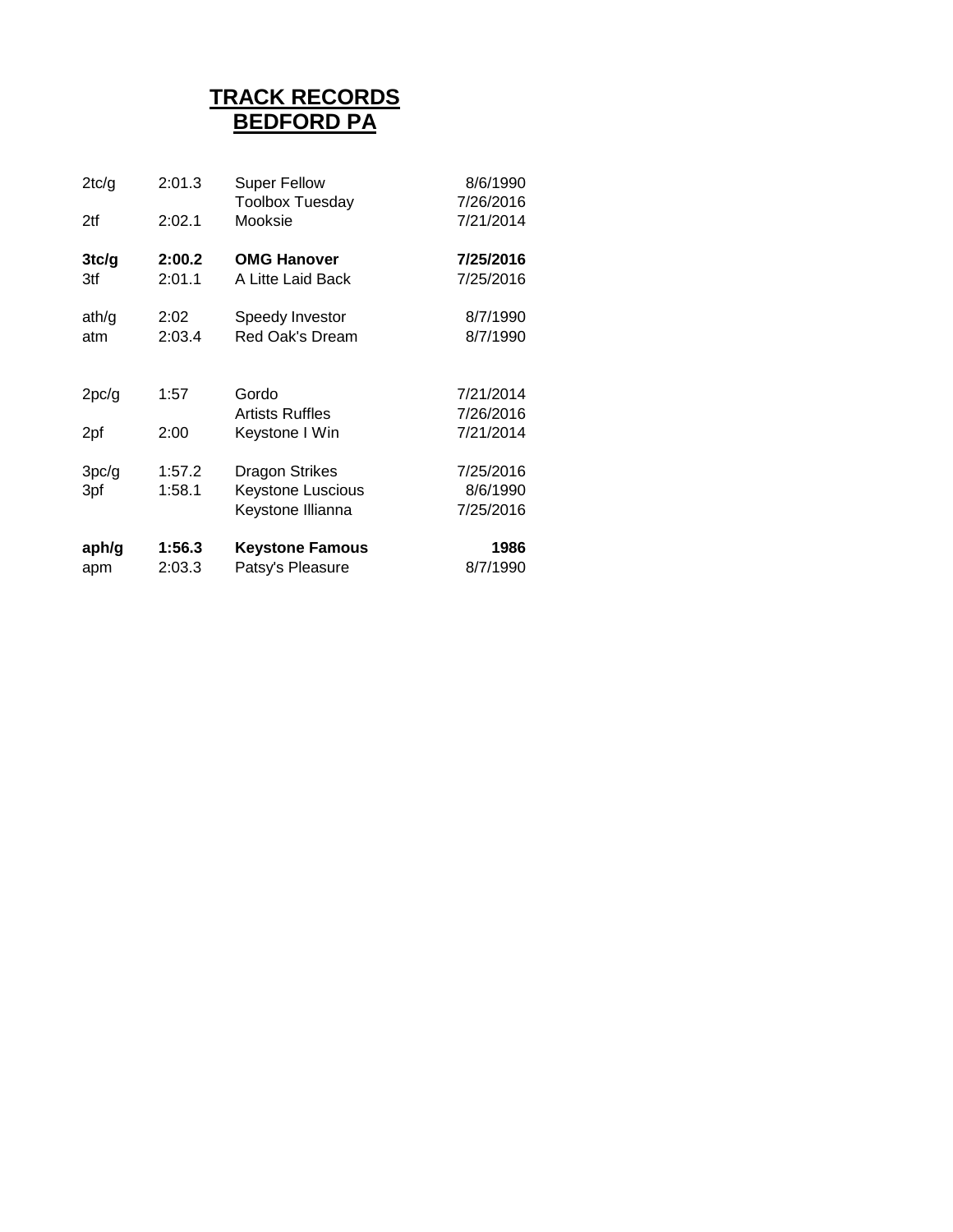# TRACK RECORDS
# BEDFORD PA

| | | | |
|---|---|---|---|
| 2tc/g | 2:01.3 | Super Fellow | 8/6/1990 |
| | | Toolbox Tuesday | 7/26/2016 |
| 2tf | 2:02.1 | Mooksie | 7/21/2014 |
| | | | |
| **3tc/g** | **2:00.2** | **OMG Hanover** | **7/25/2016** |
| 3tf | 2:01.1 | A Litte Laid Back | 7/25/2016 |
| | | | |
| ath/g | 2:02 | Speedy Investor | 8/7/1990 |
| atm | 2:03.4 | Red Oak's Dream | 8/7/1990 |
| | | | |
| 2pc/g | 1:57 | Gordo | 7/21/2014 |
| | | Artists Ruffles | 7/26/2016 |
| 2pf | 2:00 | Keystone I Win | 7/21/2014 |
| | | | |
| 3pc/g | 1:57.2 | Dragon Strikes | 7/25/2016 |
| 3pf | 1:58.1 | Keystone Luscious | 8/6/1990 |
| | | Keystone Illianna | 7/25/2016 |
| | | | |
| **aph/g** | **1:56.3** | **Keystone Famous** | **1986** |
| apm | 2:03.3 | Patsy's Pleasure | 8/7/1990 |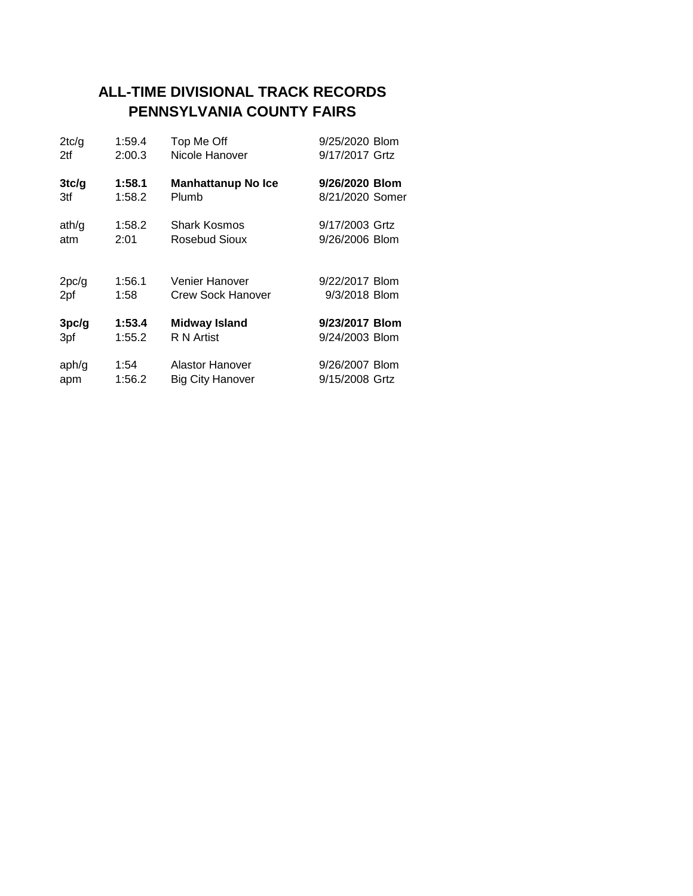# ALL-TIME DIVISIONAL TRACK RECORDS
# PENNSYLVANIA COUNTY FAIRS

| | | | | |
|---|---|---|---|---|
| 2tc/g | 1:59.4 | Top Me Off | 9/25/2020 | Blom |
| 2tf | 2:00.3 | Nicole Hanover | 9/17/2017 | Grtz |
| | | | | |
| **3tc/g** | **1:58.1** | **Manhattanup No Ice** | **9/26/2020** | **Blom** |
| 3tf | 1:58.2 | Plumb | 8/21/2020 | Somer |
| | | | | |
| ath/g | 1:58.2 | Shark Kosmos | 9/17/2003 | Grtz |
| atm | 2:01 | Rosebud Sioux | 9/26/2006 | Blom |
| | | | | |
| 2pc/g | 1:56.1 | Venier Hanover | 9/22/2017 | Blom |
| 2pf | 1:58 | Crew Sock Hanover | 9/3/2018 | Blom |
| | | | | |
| **3pc/g** | **1:53.4** | **Midway Island** | **9/23/2017** | **Blom** |
| 3pf | 1:55.2 | R N Artist | 9/24/2003 | Blom |
| | | | | |
| aph/g | 1:54 | Alastor Hanover | 9/26/2007 | Blom |
| apm | 1:56.2 | Big City Hanover | 9/15/2008 | Grtz |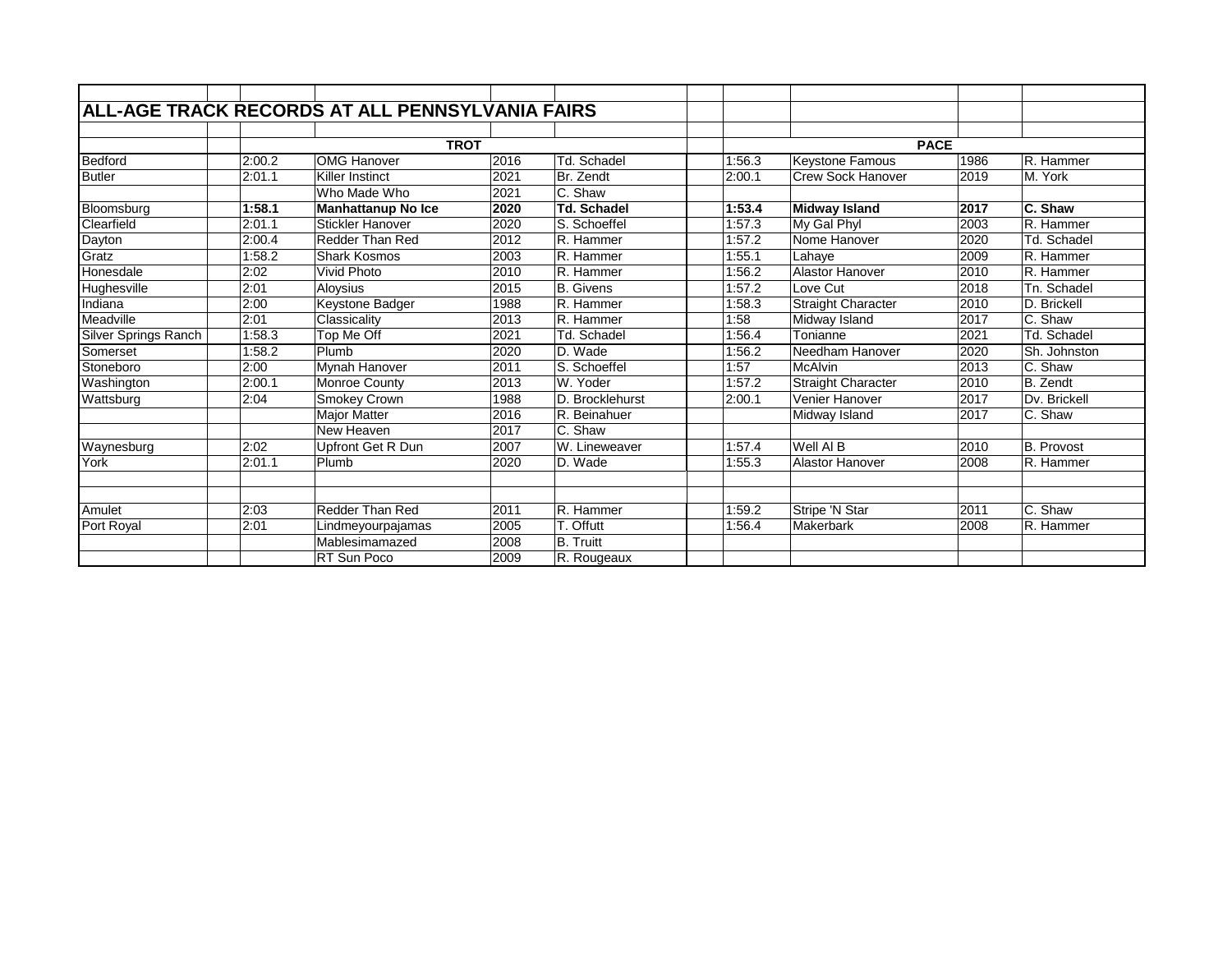## ALL-AGE TRACK RECORDS AT ALL PENNSYLVANIA FAIRS

| | TROT | | | | PACE | | | |
|---|---|---|---|---|---|---|---|---|
| Bedford | 2:00.2 | OMG Hanover | 2016 | Td. Schadel | 1:56.3 | Keystone Famous | 1986 | R. Hammer |
| Butler | 2:01.1 | Killer Instinct | 2021 | Br. Zendt | 2:00.1 | Crew Sock Hanover | 2019 | M. York |
| | | Who Made Who | 2021 | C. Shaw | | | | |
| Bloomsburg | **1:58.1** | **Manhattanup No Ice** | **2020** | **Td. Schadel** | **1:53.4** | **Midway Island** | **2017** | **C. Shaw** |
| Clearfield | 2:01.1 | Stickler Hanover | 2020 | S. Schoeffel | 1:57.3 | My Gal Phyl | 2003 | R. Hammer |
| Dayton | 2:00.4 | Redder Than Red | 2012 | R. Hammer | 1:57.2 | Nome Hanover | 2020 | Td. Schadel |
| Gratz | 1:58.2 | Shark Kosmos | 2003 | R. Hammer | 1:55.1 | Lahaye | 2009 | R. Hammer |
| Honesdale | 2:02 | Vivid Photo | 2010 | R. Hammer | 1:56.2 | Alastor Hanover | 2010 | R. Hammer |
| Hughesville | 2:01 | Aloysius | 2015 | B. Givens | 1:57.2 | Love Cut | 2018 | Tn. Schadel |
| Indiana | 2:00 | Keystone Badger | 1988 | R. Hammer | 1:58.3 | Straight Character | 2010 | D. Brickell |
| Meadville | 2:01 | Classicality | 2013 | R. Hammer | 1:58 | Midway Island | 2017 | C. Shaw |
| Silver Springs Ranch | 1:58.3 | Top Me Off | 2021 | Td. Schadel | 1:56.4 | Tonianne | 2021 | Td. Schadel |
| Somerset | 1:58.2 | Plumb | 2020 | D. Wade | 1:56.2 | Needham Hanover | 2020 | Sh. Johnston |
| Stoneboro | 2:00 | Mynah Hanover | 2011 | S. Schoeffel | 1:57 | McAlvin | 2013 | C. Shaw |
| Washington | 2:00.1 | Monroe County | 2013 | W. Yoder | 1:57.2 | Straight Character | 2010 | B. Zendt |
| Wattsburg | 2:04 | Smokey Crown | 1988 | D. Brocklehurst | 2:00.1 | Venier Hanover | 2017 | Dv. Brickell |
| | | Major Matter | 2016 | R. Beinahuer | | Midway Island | 2017 | C. Shaw |
| | | New Heaven | 2017 | C. Shaw | | | | |
| Waynesburg | 2:02 | Upfront Get R Dun | 2007 | W. Lineweaver | 1:57.4 | Well Al B | 2010 | B. Provost |
| York | 2:01.1 | Plumb | 2020 | D. Wade | 1:55.3 | Alastor Hanover | 2008 | R. Hammer |
| | | | | | | | | |
| Amulet | 2:03 | Redder Than Red | 2011 | R. Hammer | 1:59.2 | Stripe 'N Star | 2011 | C. Shaw |
| Port Royal | 2:01 | Lindmeyourpajamas | 2005 | T. Offutt | 1:56.4 | Makerbark | 2008 | R. Hammer |
| | | Mablesimamazed | 2008 | B. Truitt | | | | |
| | | RT Sun Poco | 2009 | R. Rougeaux | | | | |